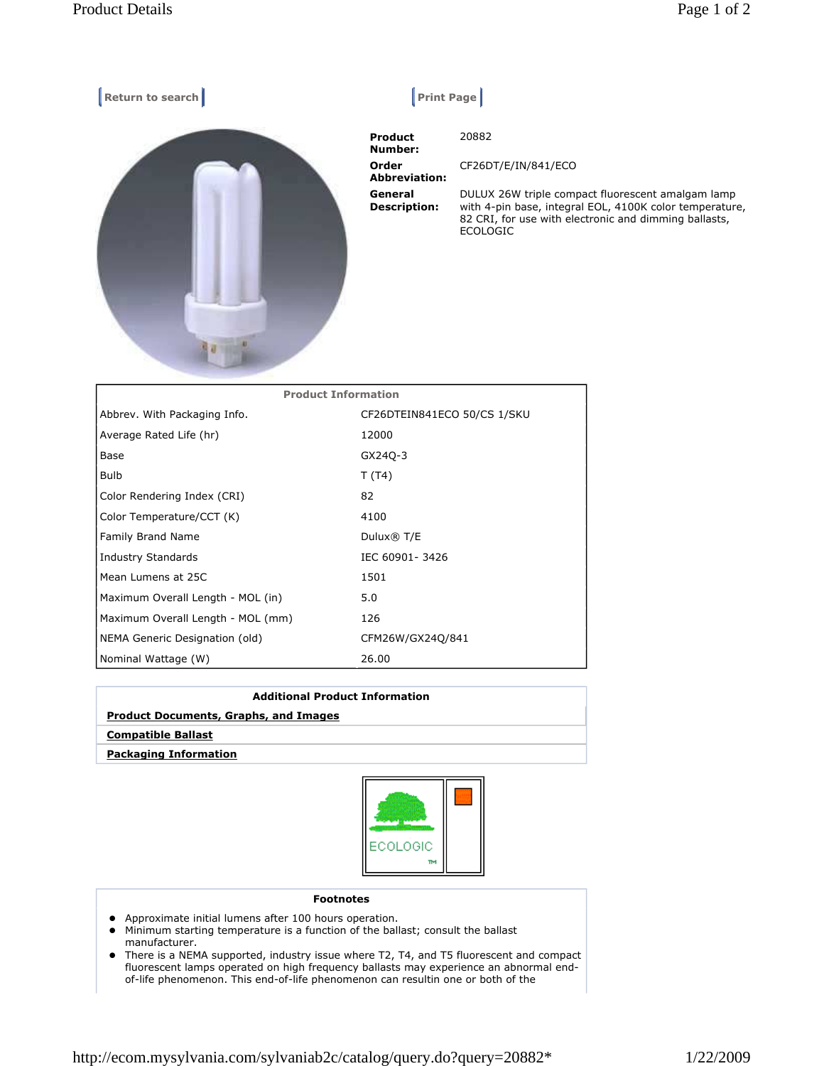Return to search | Print Page

**Product Number:** 20882

**Order Abbreviation:** CF26DT/E/IN/841/ECO

**General Description:** DULUX 26W triple compact fluorescent amalgam lamp with 4-pin base, integral EOL, 4100K color temperature, 82 CRI, for use with electronic and dimming ballasts, ECOLOGIC

| Product Information | |
|---|---|
| Abbrev. With Packaging Info. | CF26DTEIN841ECO 50/CS 1/SKU |
| Average Rated Life (hr) | 12000 |
| Base | GX24Q-3 |
| Bulb | T (T4) |
| Color Rendering Index (CRI) | 82 |
| Color Temperature/CCT (K) | 4100 |
| Family Brand Name | Dulux® T/E |
| Industry Standards | IEC 60901- 3426 |
| Mean Lumens at 25C | 1501 |
| Maximum Overall Length - MOL (in) | 5.0 |
| Maximum Overall Length - MOL (mm) | 126 |
| NEMA Generic Designation (old) | CFM26W/GX24Q/841 |
| Nominal Wattage (W) | 26.00 |

**Additional Product Information**

**Product Documents, Graphs, and Images**

**Compatible Ballast**

**Packaging Information**

ECOLOGIC TM

**Footnotes**

- Approximate initial lumens after 100 hours operation.
- Minimum starting temperature is a function of the ballast; consult the ballast manufacturer.
- There is a NEMA supported, industry issue where T2, T4, and T5 fluorescent and compact fluorescent lamps operated on high frequency ballasts may experience an abnormal end-of-life phenomenon. This end-of-life phenomenon can resultin one or both of the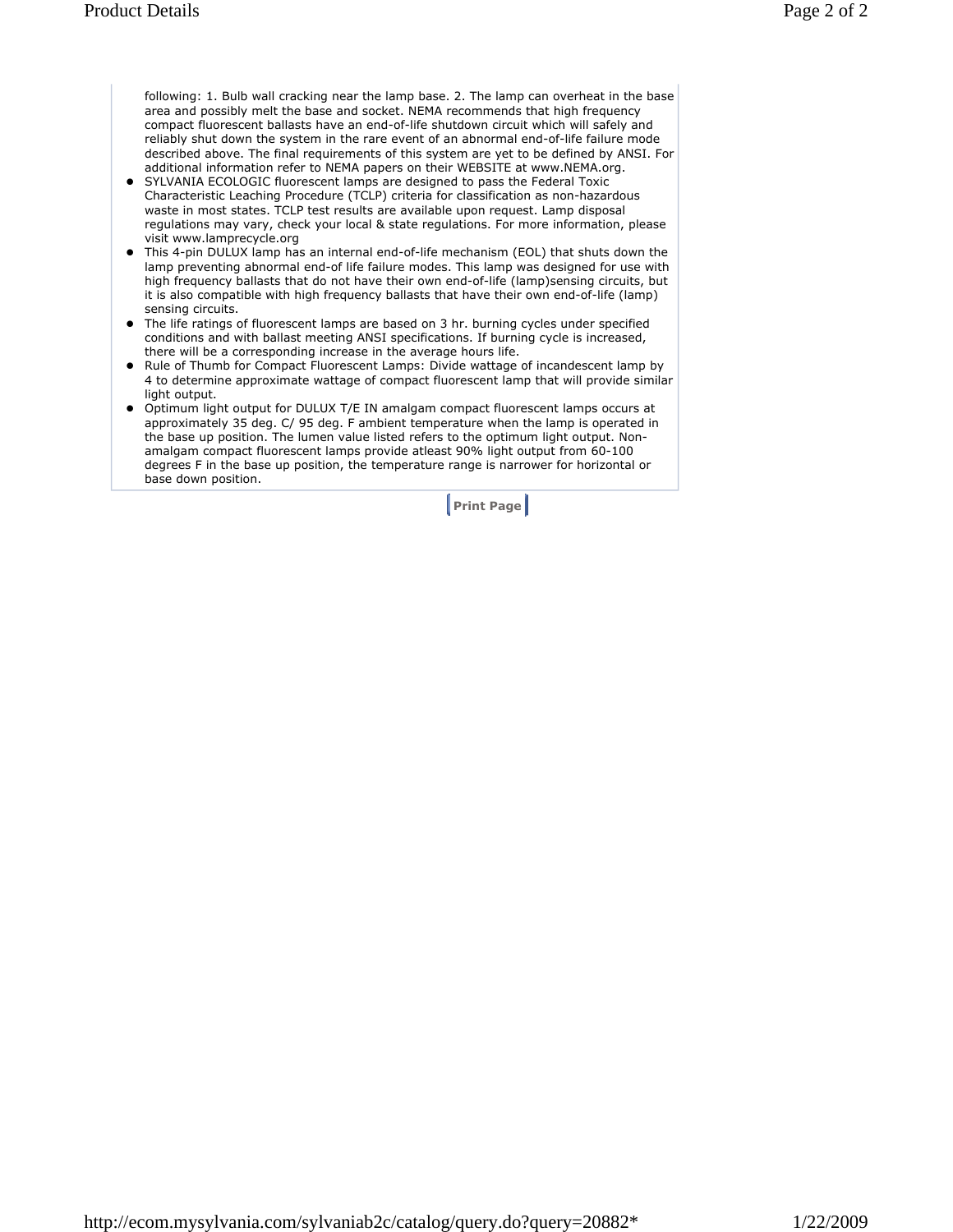following: 1. Bulb wall cracking near the lamp base. 2. The lamp can overheat in the base area and possibly melt the base and socket. NEMA recommends that high frequency compact fluorescent ballasts have an end-of-life shutdown circuit which will safely and reliably shut down the system in the rare event of an abnormal end-of-life failure mode described above. The final requirements of this system are yet to be defined by ANSI. For additional information refer to NEMA papers on their WEBSITE at www.NEMA.org.

- SYLVANIA ECOLOGIC fluorescent lamps are designed to pass the Federal Toxic Characteristic Leaching Procedure (TCLP) criteria for classification as non-hazardous waste in most states. TCLP test results are available upon request. Lamp disposal regulations may vary, check your local & state regulations. For more information, please visit www.lamprecycle.org
- This 4-pin DULUX lamp has an internal end-of-life mechanism (EOL) that shuts down the lamp preventing abnormal end-of life failure modes. This lamp was designed for use with high frequency ballasts that do not have their own end-of-life (lamp)sensing circuits, but it is also compatible with high frequency ballasts that have their own end-of-life (lamp) sensing circuits.
- The life ratings of fluorescent lamps are based on 3 hr. burning cycles under specified conditions and with ballast meeting ANSI specifications. If burning cycle is increased, there will be a corresponding increase in the average hours life.
- Rule of Thumb for Compact Fluorescent Lamps: Divide wattage of incandescent lamp by 4 to determine approximate wattage of compact fluorescent lamp that will provide similar light output.
- Optimum light output for DULUX T/E IN amalgam compact fluorescent lamps occurs at approximately 35 deg. C/ 95 deg. F ambient temperature when the lamp is operated in the base up position. The lumen value listed refers to the optimum light output. Non-amalgam compact fluorescent lamps provide atleast 90% light output from 60-100 degrees F in the base up position, the temperature range is narrower for horizontal or base down position.

Print Page